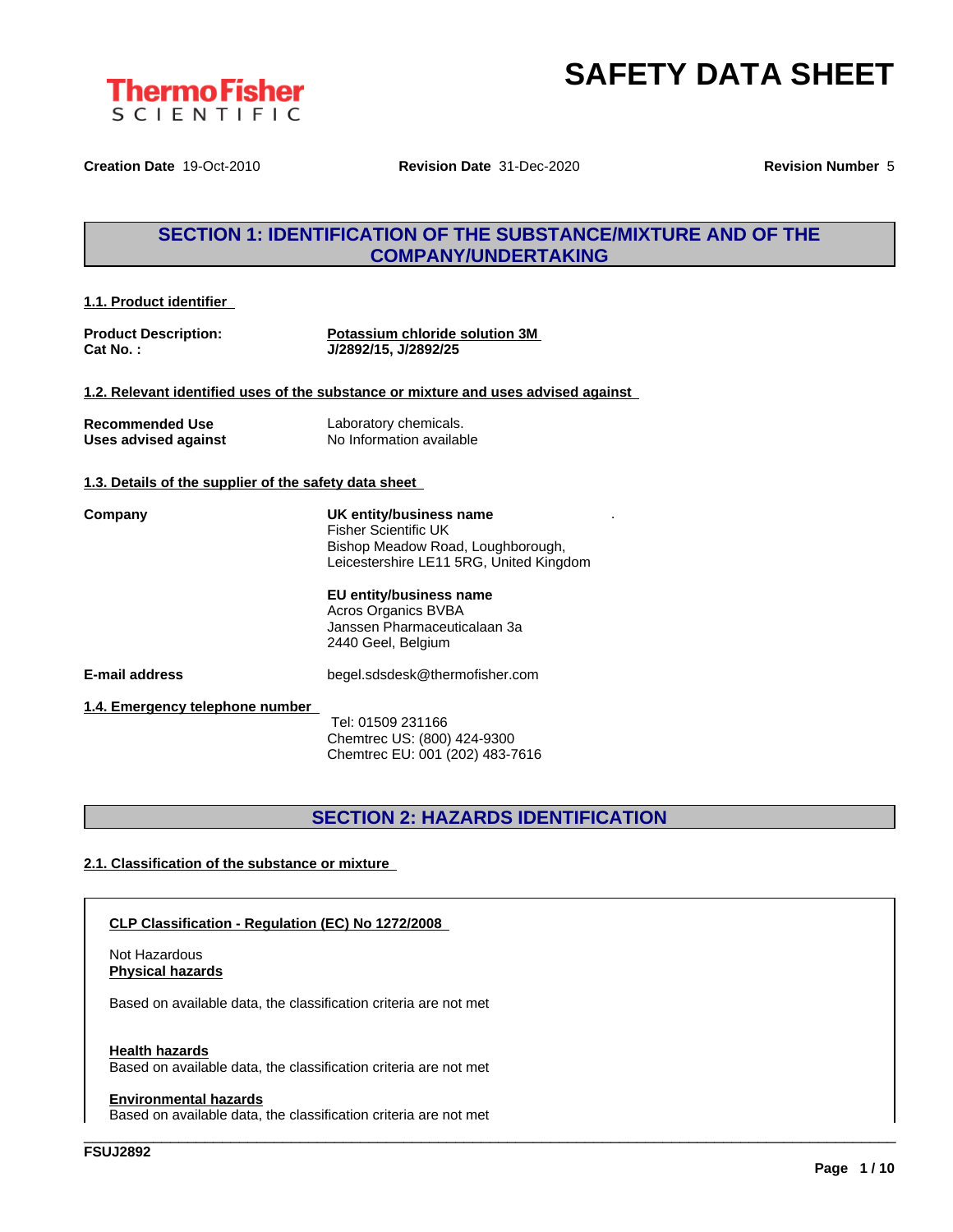# SAFETY DATA SHEET

**Creation Date** 19-Oct-2010 **Revision Date** 31-Dec-2020 **Revision Number** 5

## SECTION 1: IDENTIFICATION OF THE SUBSTANCE/MIXTURE AND OF THE COMPANY/UNDERTAKING

### 1.1. Product identifier

**Product Description:** **Potassium chloride solution 3M**
**Cat No. :** **J/2892/15, J/2892/25**

### 1.2. Relevant identified uses of the substance or mixture and uses advised against

**Recommended Use** Laboratory chemicals.
**Uses advised against** No Information available

### 1.3. Details of the supplier of the safety data sheet

**Company**

**UK entity/business name**
Fisher Scientific UK
Bishop Meadow Road, Loughborough,
Leicestershire LE11 5RG, United Kingdom

**EU entity/business name**
Acros Organics BVBA
Janssen Pharmaceuticalaan 3a
2440 Geel, Belgium

**E-mail address** begel.sdsdesk@thermofisher.com

### 1.4. Emergency telephone number

Tel: 01509 231166
Chemtrec US: (800) 424-9300
Chemtrec EU: 001 (202) 483-7616

## SECTION 2: HAZARDS IDENTIFICATION

### 2.1. Classification of the substance or mixture

**CLP Classification - Regulation (EC) No 1272/2008**

Not Hazardous

**Physical hazards**

Based on available data, the classification criteria are not met

**Health hazards**

Based on available data, the classification criteria are not met

**Environmental hazards**

Based on available data, the classification criteria are not met

FSUJ2892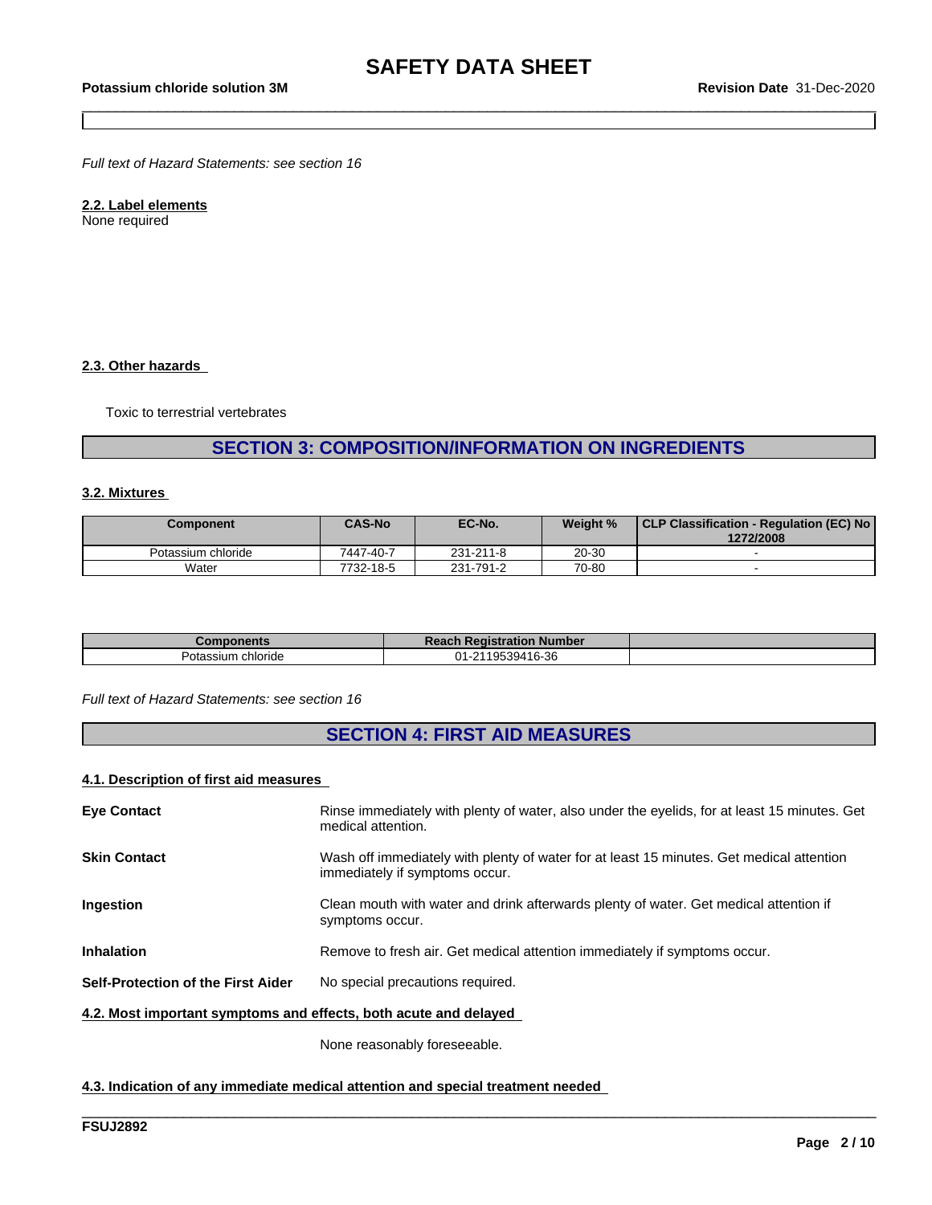*Full text of Hazard Statements: see section 16*

**2.2. Label elements**

None required

**2.3. Other hazards**

Toxic to terrestrial vertebrates

## SECTION 3: COMPOSITION/INFORMATION ON INGREDIENTS

**3.2. Mixtures**

| Component | CAS-No | EC-No. | Weight % | CLP Classification - Regulation (EC) No 1272/2008 |
|---|---|---|---|---|
| Potassium chloride | 7447-40-7 | 231-211-8 | 20-30 | - |
| Water | 7732-18-5 | 231-791-2 | 70-80 | - |

| Components | Reach Registration Number | |
|---|---|---|
| Potassium chloride | 01-2119539416-36 | |

*Full text of Hazard Statements: see section 16*

## SECTION 4: FIRST AID MEASURES

**4.1. Description of first aid measures**

**Eye Contact** Rinse immediately with plenty of water, also under the eyelids, for at least 15 minutes. Get medical attention.

**Skin Contact** Wash off immediately with plenty of water for at least 15 minutes. Get medical attention immediately if symptoms occur.

**Ingestion** Clean mouth with water and drink afterwards plenty of water. Get medical attention if symptoms occur.

**Inhalation** Remove to fresh air. Get medical attention immediately if symptoms occur.

**Self-Protection of the First Aider** No special precautions required.

**4.2. Most important symptoms and effects, both acute and delayed**

None reasonably foreseeable.

**4.3. Indication of any immediate medical attention and special treatment needed**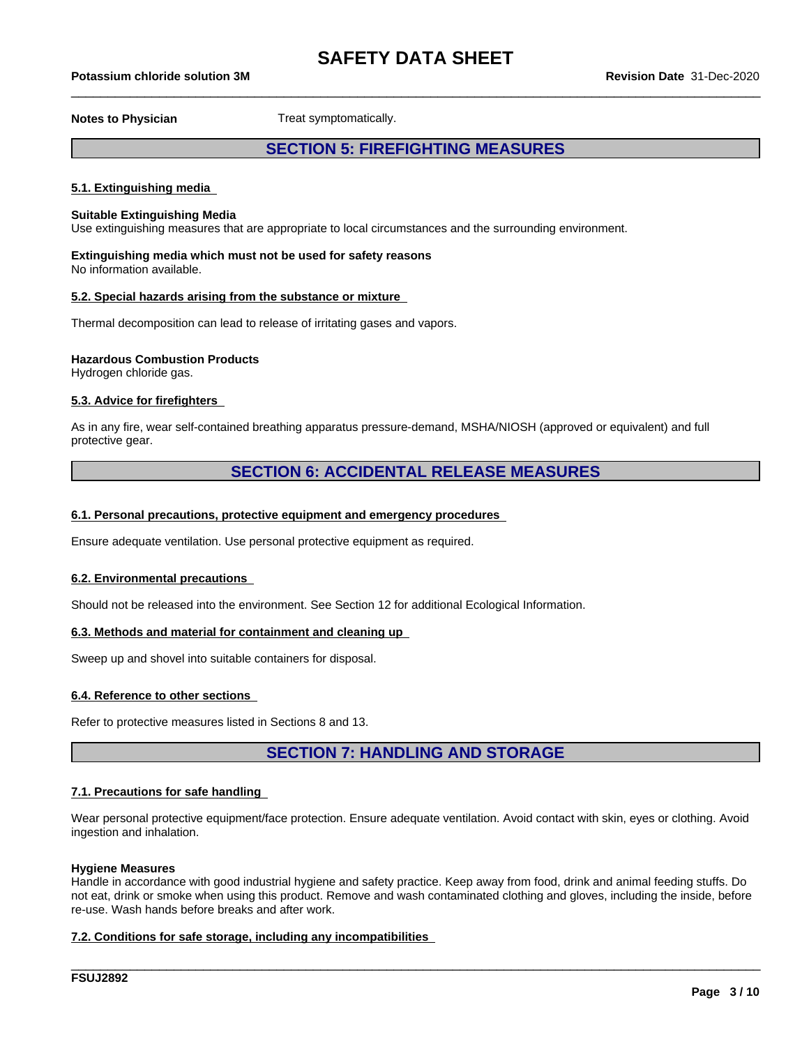**Notes to Physician** Treat symptomatically.

## SECTION 5: FIREFIGHTING MEASURES

### 5.1. Extinguishing media

**Suitable Extinguishing Media**
Use extinguishing measures that are appropriate to local circumstances and the surrounding environment.

**Extinguishing media which must not be used for safety reasons**
No information available.

### 5.2. Special hazards arising from the substance or mixture

Thermal decomposition can lead to release of irritating gases and vapors.

**Hazardous Combustion Products**
Hydrogen chloride gas.

### 5.3. Advice for firefighters

As in any fire, wear self-contained breathing apparatus pressure-demand, MSHA/NIOSH (approved or equivalent) and full protective gear.

## SECTION 6: ACCIDENTAL RELEASE MEASURES

### 6.1. Personal precautions, protective equipment and emergency procedures

Ensure adequate ventilation. Use personal protective equipment as required.

### 6.2. Environmental precautions

Should not be released into the environment. See Section 12 for additional Ecological Information.

### 6.3. Methods and material for containment and cleaning up

Sweep up and shovel into suitable containers for disposal.

### 6.4. Reference to other sections

Refer to protective measures listed in Sections 8 and 13.

## SECTION 7: HANDLING AND STORAGE

### 7.1. Precautions for safe handling

Wear personal protective equipment/face protection. Ensure adequate ventilation. Avoid contact with skin, eyes or clothing. Avoid ingestion and inhalation.

**Hygiene Measures**
Handle in accordance with good industrial hygiene and safety practice. Keep away from food, drink and animal feeding stuffs. Do not eat, drink or smoke when using this product. Remove and wash contaminated clothing and gloves, including the inside, before re-use. Wash hands before breaks and after work.

### 7.2. Conditions for safe storage, including any incompatibilities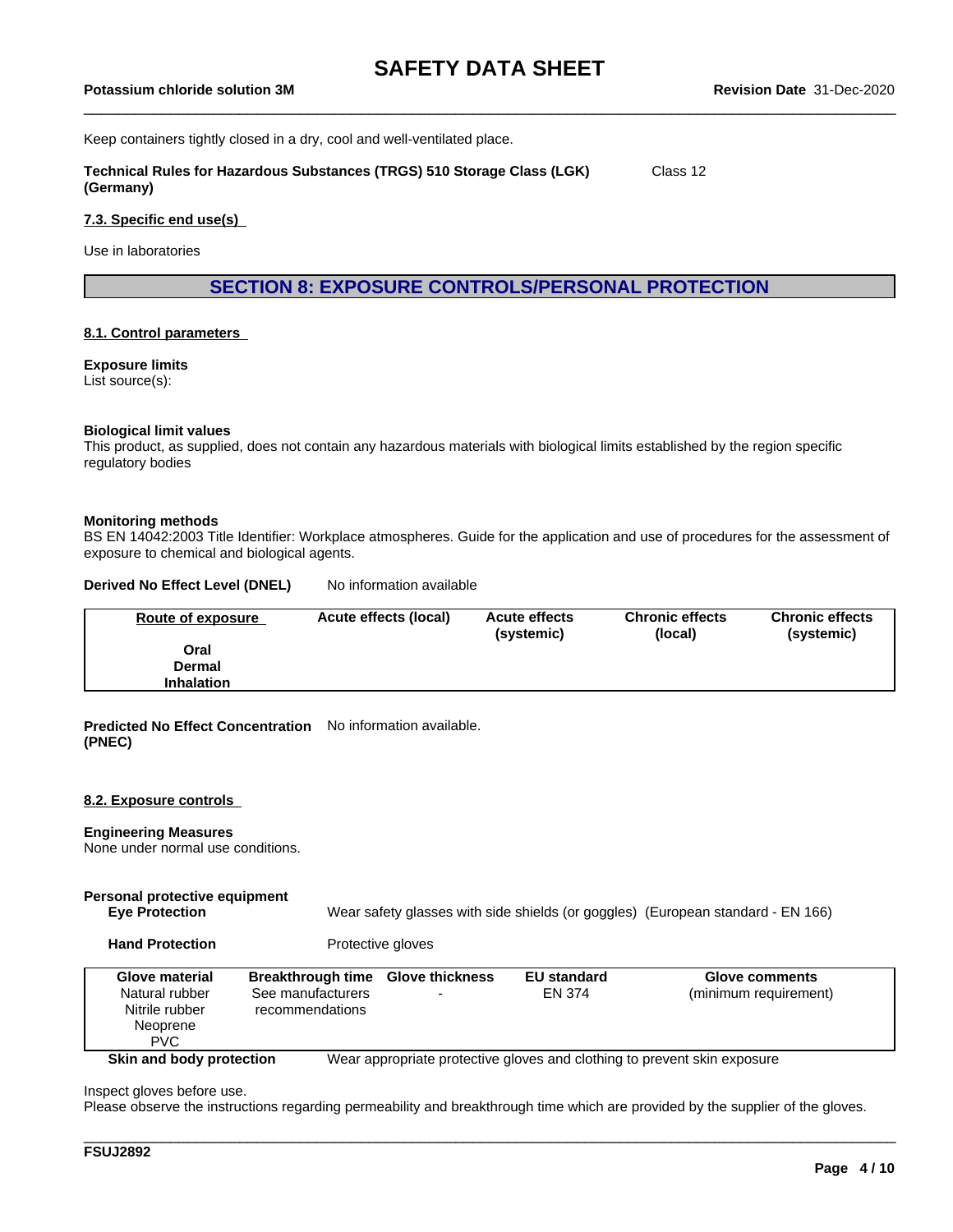Keep containers tightly closed in a dry, cool and well-ventilated place.

**Technical Rules for Hazardous Substances (TRGS) 510 Storage Class (LGK) (Germany)** Class 12

**7.3. Specific end use(s)**

Use in laboratories

## SECTION 8: EXPOSURE CONTROLS/PERSONAL PROTECTION

**8.1. Control parameters**

**Exposure limits**
List source(s):

**Biological limit values**
This product, as supplied, does not contain any hazardous materials with biological limits established by the region specific regulatory bodies

**Monitoring methods**
BS EN 14042:2003 Title Identifier: Workplace atmospheres. Guide for the application and use of procedures for the assessment of exposure to chemical and biological agents.

**Derived No Effect Level (DNEL)** No information available

| Route of exposure | Acute effects (local) | Acute effects (systemic) | Chronic effects (local) | Chronic effects (systemic) |
|---|---|---|---|---|
| Oral | | | | |
| Dermal | | | | |
| Inhalation | | | | |

**Predicted No Effect Concentration (PNEC)** No information available.

**8.2. Exposure controls**

**Engineering Measures**
None under normal use conditions.

**Personal protective equipment**

**Eye Protection** Wear safety glasses with side shields (or goggles) (European standard - EN 166)

**Hand Protection** Protective gloves

| Glove material | Breakthrough time | Glove thickness | EU standard | Glove comments |
|---|---|---|---|---|
| Natural rubber<br>Nitrile rubber<br>Neoprene<br>PVC | See manufacturers recommendations | - | EN 374 | (minimum requirement) |

**Skin and body protection** Wear appropriate protective gloves and clothing to prevent skin exposure

Inspect gloves before use.
Please observe the instructions regarding permeability and breakthrough time which are provided by the supplier of the gloves.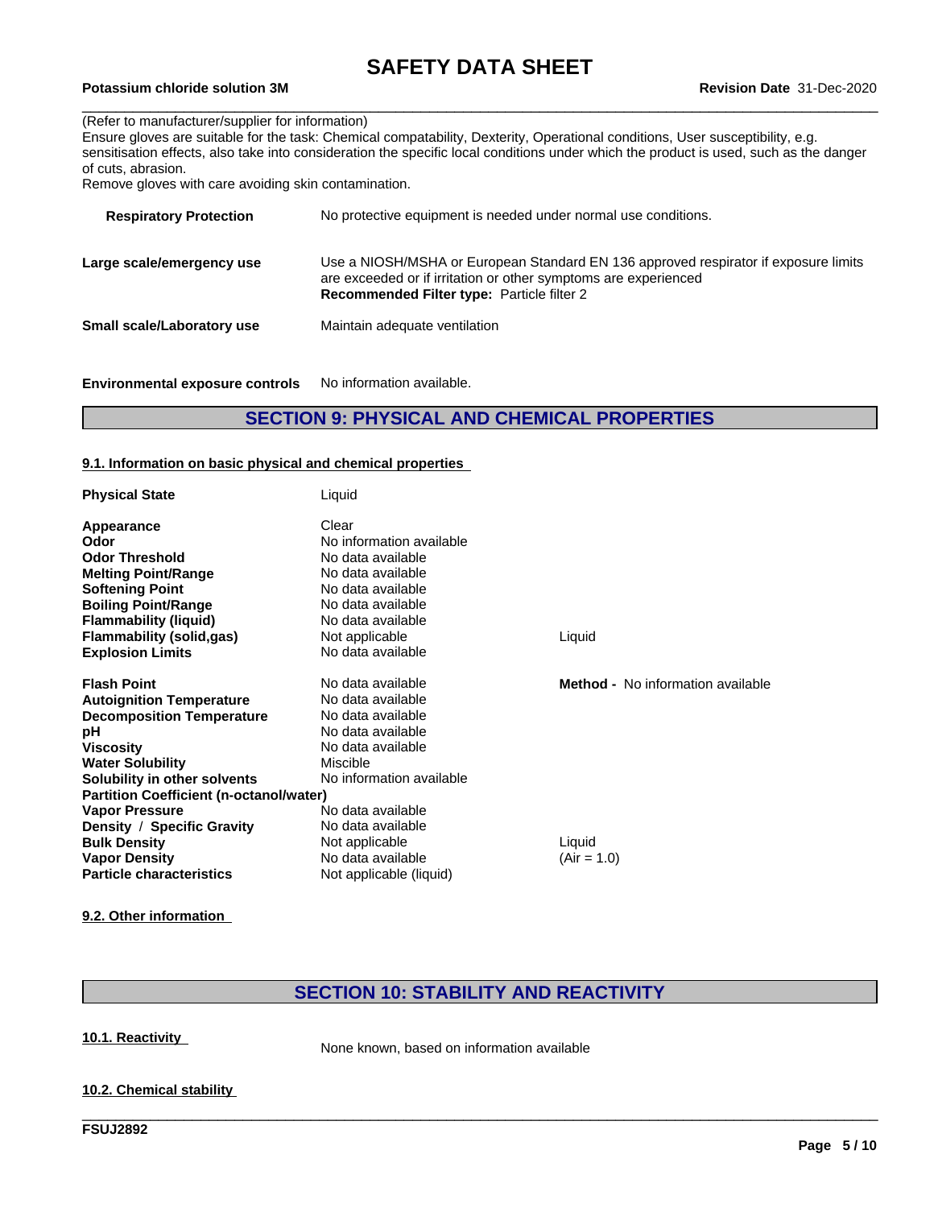(Refer to manufacturer/supplier for information)
Ensure gloves are suitable for the task: Chemical compatability, Dexterity, Operational conditions, User susceptibility, e.g. sensitisation effects, also take into consideration the specific local conditions under which the product is used, such as the danger of cuts, abrasion.
Remove gloves with care avoiding skin contamination.

| | |
|---|---|
| **Respiratory Protection** | No protective equipment is needed under normal use conditions. |
| **Large scale/emergency use** | Use a NIOSH/MSHA or European Standard EN 136 approved respirator if exposure limits are exceeded or if irritation or other symptoms are experienced **Recommended Filter type:** Particle filter 2 |
| **Small scale/Laboratory use** | Maintain adequate ventilation |

**Environmental exposure controls** No information available.

## SECTION 9: PHYSICAL AND CHEMICAL PROPERTIES

### 9.1. Information on basic physical and chemical properties

| | | |
|---|---|---|
| **Physical State** | Liquid | |
| **Appearance** | Clear | |
| **Odor** | No information available | |
| **Odor Threshold** | No data available | |
| **Melting Point/Range** | No data available | |
| **Softening Point** | No data available | |
| **Boiling Point/Range** | No data available | |
| **Flammability (liquid)** | No data available | |
| **Flammability (solid,gas)** | Not applicable | Liquid |
| **Explosion Limits** | No data available | |
| **Flash Point** | No data available | **Method -** No information available |
| **Autoignition Temperature** | No data available | |
| **Decomposition Temperature** | No data available | |
| **pH** | No data available | |
| **Viscosity** | No data available | |
| **Water Solubility** | Miscible | |
| **Solubility in other solvents** | No information available | |
| **Partition Coefficient (n-octanol/water)** | | |
| **Vapor Pressure** | No data available | |
| **Density / Specific Gravity** | No data available | |
| **Bulk Density** | Not applicable | Liquid |
| **Vapor Density** | No data available | (Air = 1.0) |
| **Particle characteristics** | Not applicable (liquid) | |

### 9.2. Other information

## SECTION 10: STABILITY AND REACTIVITY

### 10.1. Reactivity

None known, based on information available

### 10.2. Chemical stability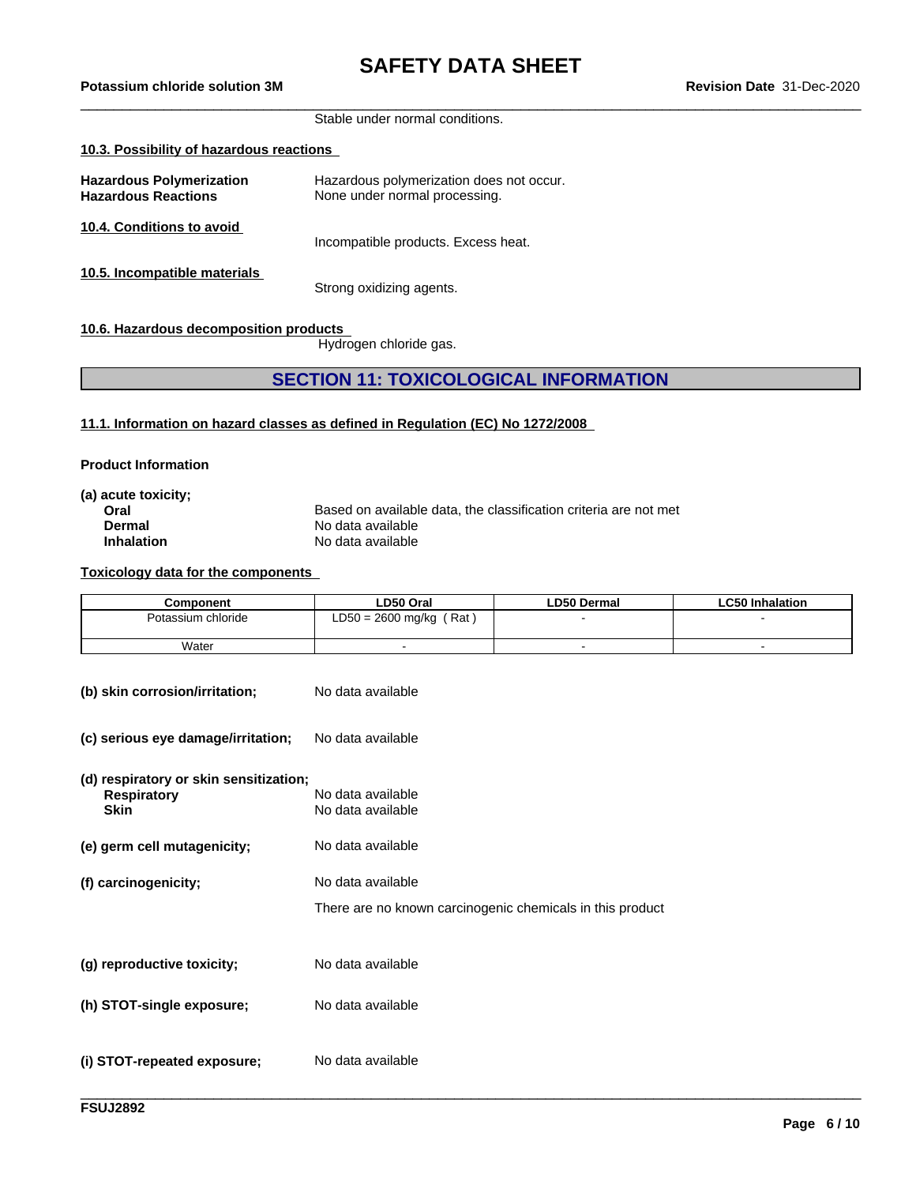Stable under normal conditions.

**10.3. Possibility of hazardous reactions**

**Hazardous Polymerization** Hazardous polymerization does not occur.
**Hazardous Reactions** None under normal processing.

**10.4. Conditions to avoid**

Incompatible products. Excess heat.

**10.5. Incompatible materials**

Strong oxidizing agents.

**10.6. Hazardous decomposition products**

Hydrogen chloride gas.

## SECTION 11: TOXICOLOGICAL INFORMATION

**11.1. Information on hazard classes as defined in Regulation (EC) No 1272/2008**

**Product Information**

**(a) acute toxicity;**

**Oral** Based on available data, the classification criteria are not met
**Dermal** No data available
**Inhalation** No data available

**Toxicology data for the components**

| Component | LD50 Oral | LD50 Dermal | LC50 Inhalation |
|---|---|---|---|
| Potassium chloride | LD50 = 2600 mg/kg ( Rat ) | - | - |
| Water | - | - | - |

**(b) skin corrosion/irritation;** No data available

**(c) serious eye damage/irritation;** No data available

**(d) respiratory or skin sensitization;**
**Respiratory** No data available
**Skin** No data available

**(e) germ cell mutagenicity;** No data available

**(f) carcinogenicity;** No data available

There are no known carcinogenic chemicals in this product

**(g) reproductive toxicity;** No data available

**(h) STOT-single exposure;** No data available

**(i) STOT-repeated exposure;** No data available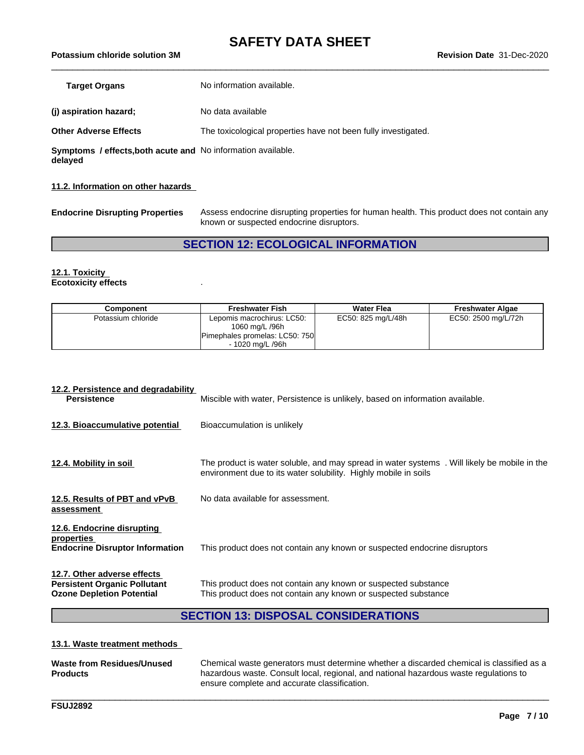**Target Organs** No information available.

**(j) aspiration hazard;** No data available

**Other Adverse Effects** The toxicological properties have not been fully investigated.

**Symptoms / effects,both acute and delayed** No information available.

### 11.2. Information on other hazards

**Endocrine Disrupting Properties** Assess endocrine disrupting properties for human health. This product does not contain any known or suspected endocrine disruptors.

## SECTION 12: ECOLOGICAL INFORMATION

### 12.1. Toxicity

**Ecotoxicity effects** .

| Component | Freshwater Fish | Water Flea | Freshwater Algae |
|---|---|---|---|
| Potassium chloride | Lepomis macrochirus: LC50: 1060 mg/L /96h<br>Pimephales promelas: LC50: 750 - 1020 mg/L /96h | EC50: 825 mg/L/48h | EC50: 2500 mg/L/72h |

### 12.2. Persistence and degradability

**Persistence** Miscible with water, Persistence is unlikely, based on information available.

### 12.3. Bioaccumulative potential

Bioaccumulation is unlikely

### 12.4. Mobility in soil

The product is water soluble, and may spread in water systems . Will likely be mobile in the environment due to its water solubility. Highly mobile in soils

### 12.5. Results of PBT and vPvB assessment

No data available for assessment.

### 12.6. Endocrine disrupting properties

**Endocrine Disruptor Information** This product does not contain any known or suspected endocrine disruptors

### 12.7. Other adverse effects

**Persistent Organic Pollutant** This product does not contain any known or suspected substance

**Ozone Depletion Potential** This product does not contain any known or suspected substance

## SECTION 13: DISPOSAL CONSIDERATIONS

### 13.1. Waste treatment methods

**Waste from Residues/Unused Products** Chemical waste generators must determine whether a discarded chemical is classified as a hazardous waste. Consult local, regional, and national hazardous waste regulations to ensure complete and accurate classification.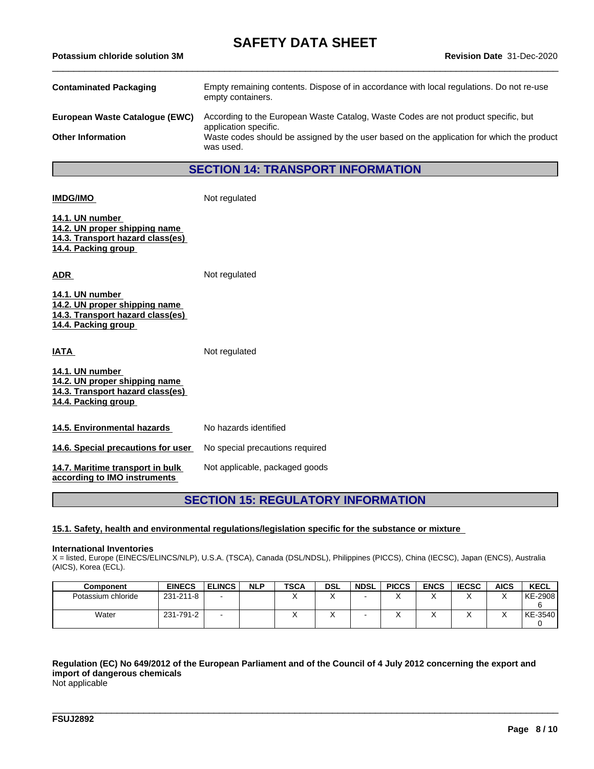**Contaminated Packaging** Empty remaining contents. Dispose of in accordance with local regulations. Do not re-use empty containers.

**European Waste Catalogue (EWC)** According to the European Waste Catalog, Waste Codes are not product specific, but application specific.

**Other Information** Waste codes should be assigned by the user based on the application for which the product was used.

## SECTION 14: TRANSPORT INFORMATION

**IMDG/IMO** Not regulated

**14.1. UN number**
**14.2. UN proper shipping name**
**14.3. Transport hazard class(es)**
**14.4. Packing group**

**ADR** Not regulated

**14.1. UN number**
**14.2. UN proper shipping name**
**14.3. Transport hazard class(es)**
**14.4. Packing group**

**IATA** Not regulated

**14.1. UN number**
**14.2. UN proper shipping name**
**14.3. Transport hazard class(es)**
**14.4. Packing group**

**14.5. Environmental hazards** No hazards identified

**14.6. Special precautions for user** No special precautions required

**14.7. Maritime transport in bulk according to IMO instruments** Not applicable, packaged goods

## SECTION 15: REGULATORY INFORMATION

### 15.1. Safety, health and environmental regulations/legislation specific for the substance or mixture

**International Inventories**
X = listed, Europe (EINECS/ELINCS/NLP), U.S.A. (TSCA), Canada (DSL/NDSL), Philippines (PICCS), China (IECSC), Japan (ENCS), Australia (AICS), Korea (ECL).

| Component | EINECS | ELINCS | NLP | TSCA | DSL | NDSL | PICCS | ENCS | IECSC | AICS | KECL |
|---|---|---|---|---|---|---|---|---|---|---|---|
| Potassium chloride | 231-211-8 | - | | X | X | - | X | X | X | X | KE-29086 |
| Water | 231-791-2 | - | | X | X | - | X | X | X | X | KE-35400 |

**Regulation (EC) No 649/2012 of the European Parliament and of the Council of 4 July 2012 concerning the export and import of dangerous chemicals**
Not applicable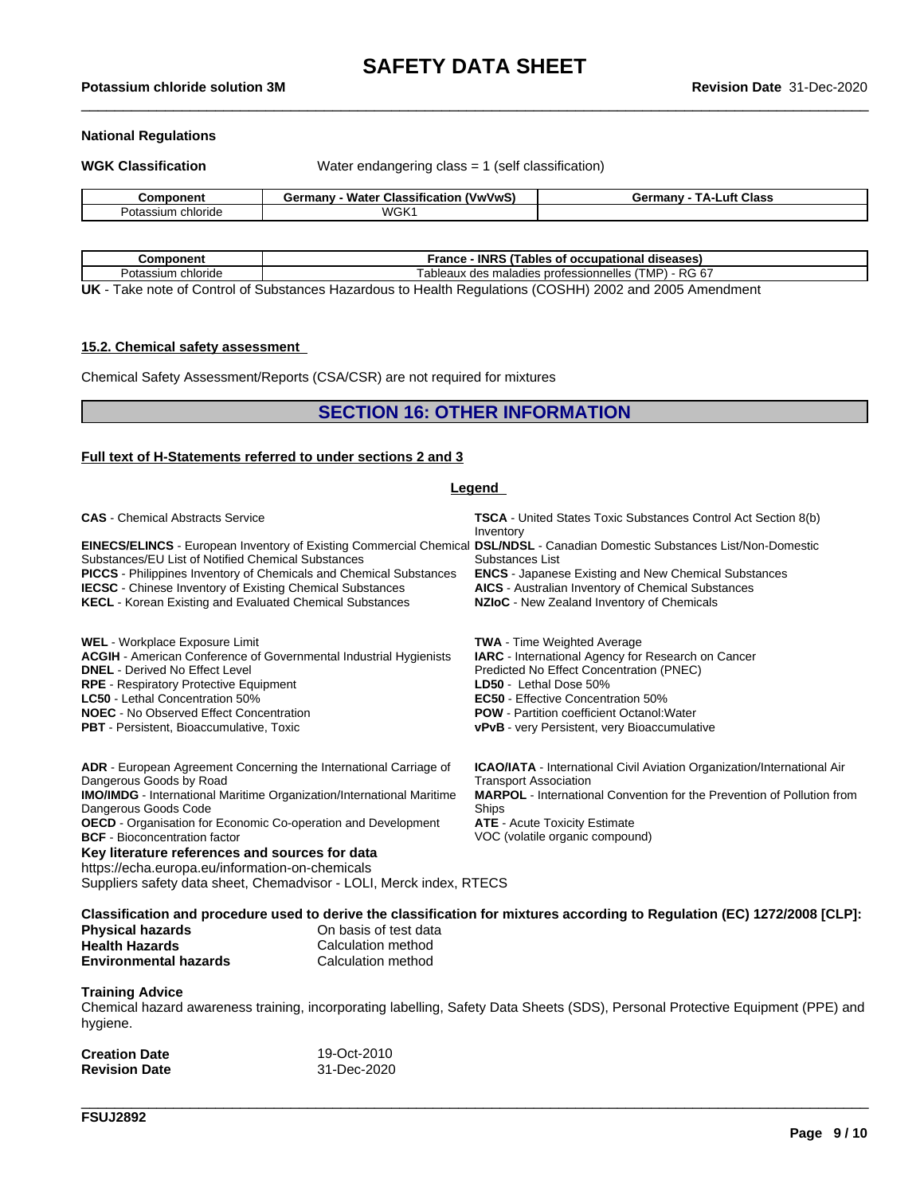**National Regulations**

**WGK Classification** Water endangering class = 1 (self classification)

| Component | Germany - Water Classification (VwVwS) | Germany - TA-Luft Class |
|---|---|---|
| Potassium chloride | WGK1 | |

| Component | France - INRS (Tables of occupational diseases) |
|---|---|
| Potassium chloride | Tableaux des maladies professionnelles (TMP) - RG 67 |

**UK** - Take note of Control of Substances Hazardous to Health Regulations (COSHH) 2002 and 2005 Amendment

### 15.2. Chemical safety assessment

Chemical Safety Assessment/Reports (CSA/CSR) are not required for mixtures

## SECTION 16: OTHER INFORMATION

**Full text of H-Statements referred to under sections 2 and 3**

**Legend**

**CAS** - Chemical Abstracts Service
**EINECS/ELINCS** - European Inventory of Existing Commercial Chemical Substances/EU List of Notified Chemical Substances
**PICCS** - Philippines Inventory of Chemicals and Chemical Substances
**IECSC** - Chinese Inventory of Existing Chemical Substances
**KECL** - Korean Existing and Evaluated Chemical Substances
**TSCA** - United States Toxic Substances Control Act Section 8(b) Inventory
**DSL/NDSL** - Canadian Domestic Substances List/Non-Domestic Substances List
**ENCS** - Japanese Existing and New Chemical Substances
**AICS** - Australian Inventory of Chemical Substances
**NZIoC** - New Zealand Inventory of Chemicals

**WEL** - Workplace Exposure Limit
**ACGIH** - American Conference of Governmental Industrial Hygienists
**DNEL** - Derived No Effect Level
**RPE** - Respiratory Protective Equipment
**LC50** - Lethal Concentration 50%
**NOEC** - No Observed Effect Concentration
**PBT** - Persistent, Bioaccumulative, Toxic
**TWA** - Time Weighted Average
**IARC** - International Agency for Research on Cancer
Predicted No Effect Concentration (PNEC)
**LD50** - Lethal Dose 50%
**EC50** - Effective Concentration 50%
**POW** - Partition coefficient Octanol:Water
**vPvB** - very Persistent, very Bioaccumulative

**ADR** - European Agreement Concerning the International Carriage of Dangerous Goods by Road
**IMO/IMDG** - International Maritime Organization/International Maritime Dangerous Goods Code
**OECD** - Organisation for Economic Co-operation and Development
**BCF** - Bioconcentration factor
**ICAO/IATA** - International Civil Aviation Organization/International Air Transport Association
**MARPOL** - International Convention for the Prevention of Pollution from Ships
**ATE** - Acute Toxicity Estimate
VOC (volatile organic compound)

**Key literature references and sources for data**
https://echa.europa.eu/information-on-chemicals
Suppliers safety data sheet, Chemadvisor - LOLI, Merck index, RTECS

**Classification and procedure used to derive the classification for mixtures according to Regulation (EC) 1272/2008 [CLP]:**

| | |
|---|---|
| **Physical hazards** | On basis of test data |
| **Health Hazards** | Calculation method |
| **Environmental hazards** | Calculation method |

**Training Advice**
Chemical hazard awareness training, incorporating labelling, Safety Data Sheets (SDS), Personal Protective Equipment (PPE) and hygiene.

| | |
|---|---|
| **Creation Date** | 19-Oct-2010 |
| **Revision Date** | 31-Dec-2020 |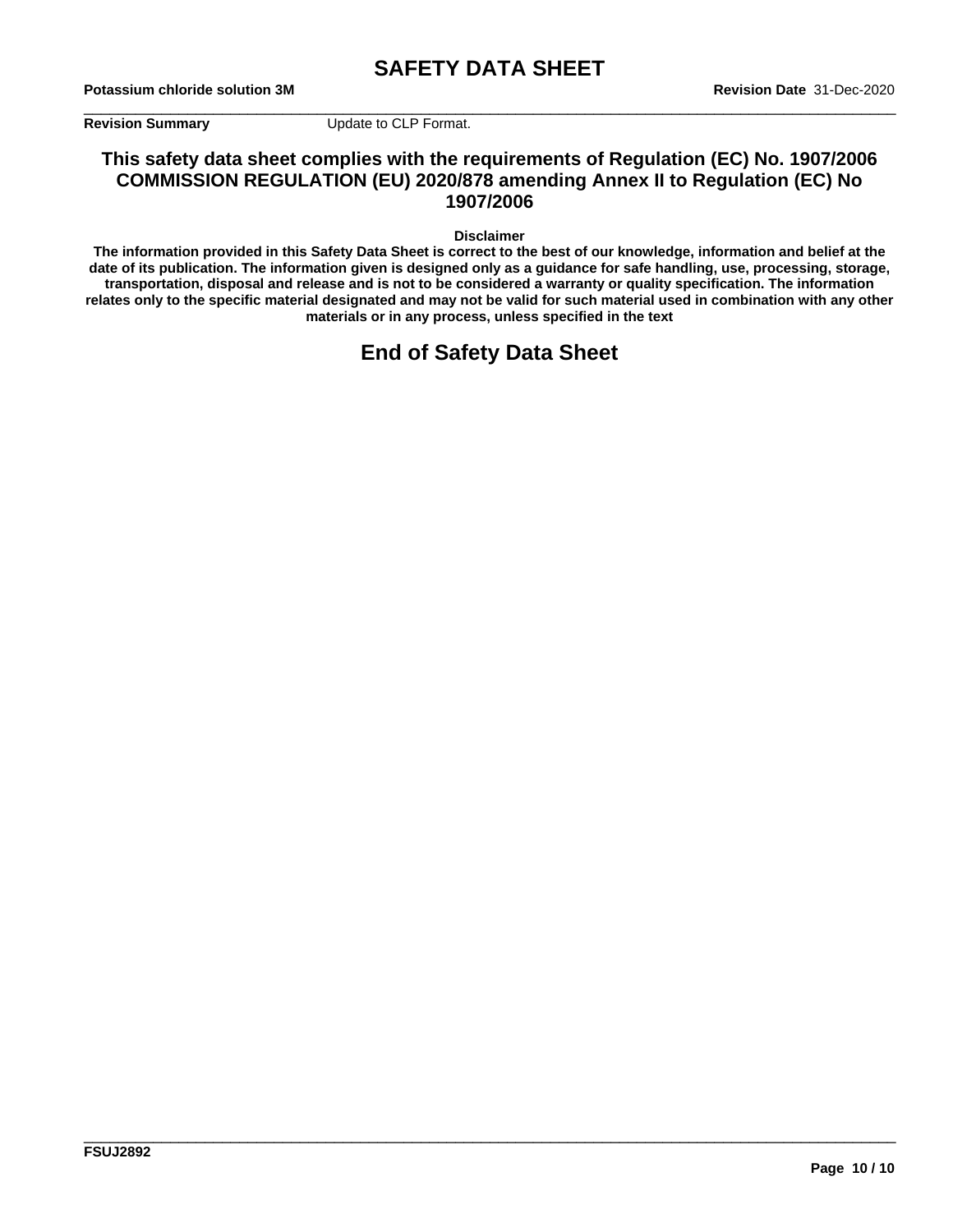**Revision Summary** Update to CLP Format.

## This safety data sheet complies with the requirements of Regulation (EC) No. 1907/2006 COMMISSION REGULATION (EU) 2020/878 amending Annex II to Regulation (EC) No 1907/2006

**Disclaimer**

**The information provided in this Safety Data Sheet is correct to the best of our knowledge, information and belief at the date of its publication. The information given is designed only as a guidance for safe handling, use, processing, storage, transportation, disposal and release and is not to be considered a warranty or quality specification. The information relates only to the specific material designated and may not be valid for such material used in combination with any other materials or in any process, unless specified in the text**

## End of Safety Data Sheet